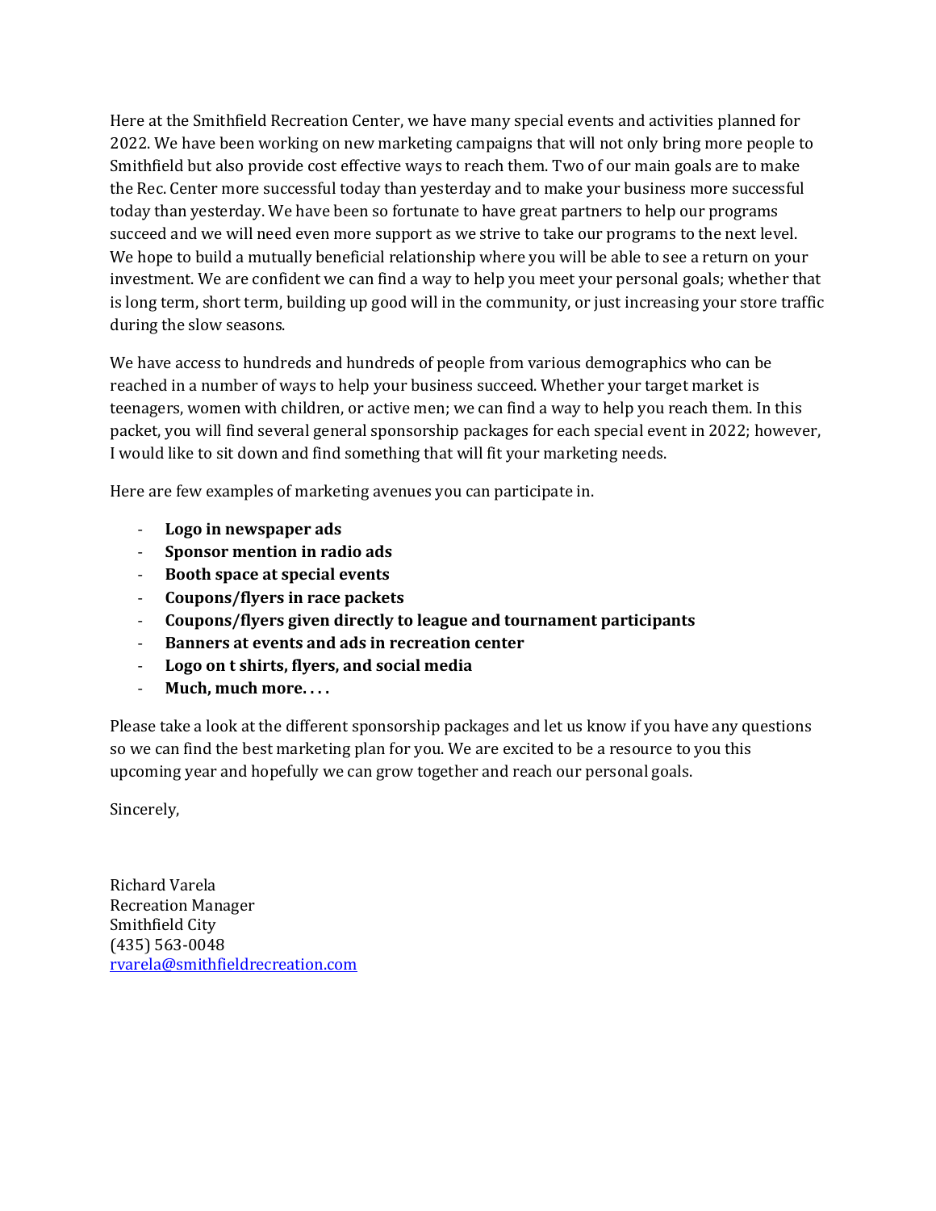Here at the Smithfield Recreation Center, we have many special events and activities planned for 2022. We have been working on new marketing campaigns that will not only bring more people to Smithfield but also provide cost effective ways to reach them. Two of our main goals are to make the Rec. Center more successful today than yesterday and to make your business more successful today than yesterday. We have been so fortunate to have great partners to help our programs succeed and we will need even more support as we strive to take our programs to the next level. We hope to build a mutually beneficial relationship where you will be able to see a return on your investment. We are confident we can find a way to help you meet your personal goals; whether that is long term, short term, building up good will in the community, or just increasing your store traffic during the slow seasons.

We have access to hundreds and hundreds of people from various demographics who can be reached in a number of ways to help your business succeed. Whether your target market is teenagers, women with children, or active men; we can find a way to help you reach them. In this packet, you will find several general sponsorship packages for each special event in 2022; however, I would like to sit down and find something that will fit your marketing needs.

Here are few examples of marketing avenues you can participate in.

- **Logo in newspaper ads**
- **Sponsor mention in radio ads**
- **Booth space at special events**
- **Coupons/flyers in race packets**
- **Coupons/flyers given directly to league and tournament participants**
- **Banners at events and ads in recreation center**
- **Logo on t shirts, flyers, and social media**
- **Much, much more. . . .**

Please take a look at the different sponsorship packages and let us know if you have any questions so we can find the best marketing plan for you. We are excited to be a resource to you this upcoming year and hopefully we can grow together and reach our personal goals.

Sincerely,

Richard Varela
Recreation Manager
Smithfield City
(435) 563-0048
rvarela@smithfieldrecreation.com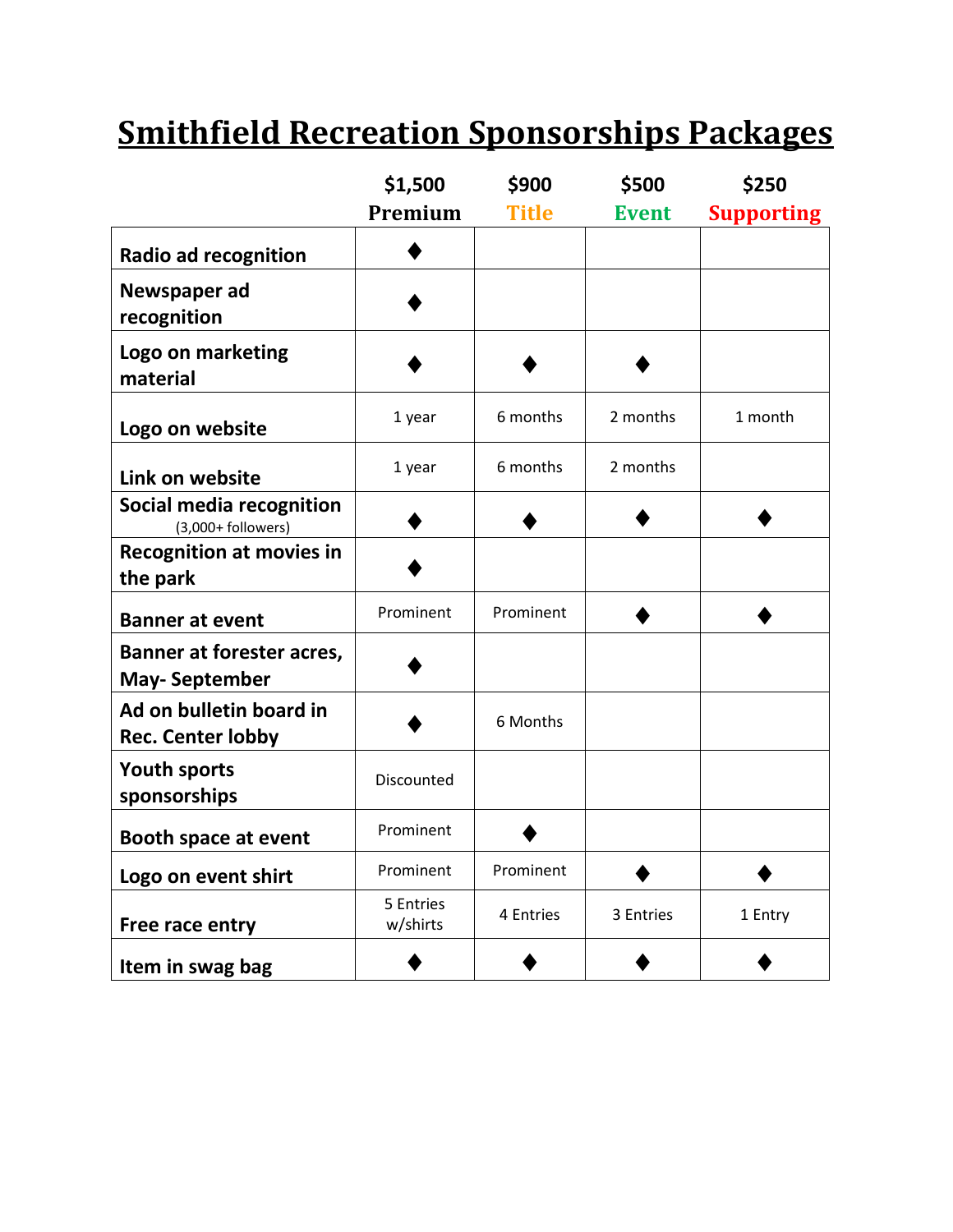# Smithfield Recreation Sponsorships Packages

| | $1,500 Premium | $900 Title | $500 Event | $250 Supporting |
|---|---|---|---|---|
| Radio ad recognition | ♦ | | | |
| Newspaper ad recognition | ♦ | | | |
| Logo on marketing material | ♦ | ♦ | ♦ | |
| Logo on website | 1 year | 6 months | 2 months | 1 month |
| Link on website | 1 year | 6 months | 2 months | |
| Social media recognition (3,000+ followers) | ♦ | ♦ | ♦ | ♦ |
| Recognition at movies in the park | ♦ | | | |
| Banner at event | Prominent | Prominent | ♦ | ♦ |
| Banner at forester acres, May- September | ♦ | | | |
| Ad on bulletin board in Rec. Center lobby | ♦ | 6 Months | | |
| Youth sports sponsorships | Discounted | | | |
| Booth space at event | Prominent | ♦ | | |
| Logo on event shirt | Prominent | Prominent | ♦ | ♦ |
| Free race entry | 5 Entries w/shirts | 4 Entries | 3 Entries | 1 Entry |
| Item in swag bag | ♦ | ♦ | ♦ | ♦ |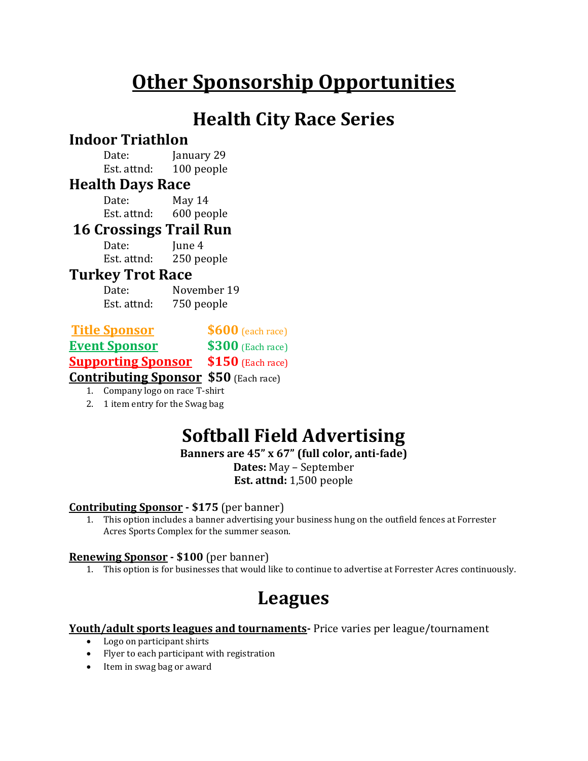# Other Sponsorship Opportunities

## Health City Race Series

### Indoor Triathlon

Date: January 29
Est. attnd: 100 people

### Health Days Race

Date: May 14
Est. attnd: 600 people

### 16 Crossings Trail Run

Date: June 4
Est. attnd: 250 people

### Turkey Trot Race

Date: November 19
Est. attnd: 750 people

**Title Sponsor** **$600** (each race)
**Event Sponsor** **$300** (Each race)
**Supporting Sponsor** **$150** (Each race)
**Contributing Sponsor** **$50** (Each race)

1. Company logo on race T-shirt
2. 1 item entry for the Swag bag

## Softball Field Advertising

**Banners are 45" x 67" (full color, anti-fade)**
**Dates:** May – September
**Est. attnd:** 1,500 people

**Contributing Sponsor - $175** (per banner)

1. This option includes a banner advertising your business hung on the outfield fences at Forrester Acres Sports Complex for the summer season.

**Renewing Sponsor - $100** (per banner)

1. This option is for businesses that would like to continue to advertise at Forrester Acres continuously.

## Leagues

**Youth/adult sports leagues and tournaments-** Price varies per league/tournament

- Logo on participant shirts
- Flyer to each participant with registration
- Item in swag bag or award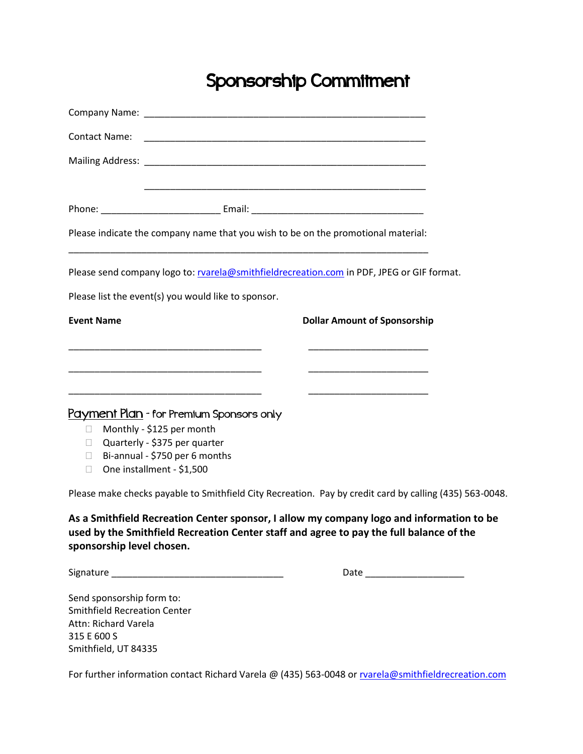# Sponsorship Commitment

Company Name: ______________________________________________________

Contact Name: ______________________________________________________

Mailing Address: ______________________________________________________

______________________________________________________

Phone: _______________________ Email: _________________________________

Please indicate the company name that you wish to be on the promotional material:

_____________________________________________________________________

Please send company logo to: rvarela@smithfieldrecreation.com in PDF, JPEG or GIF format.

Please list the event(s) you would like to sponsor.

| **Event Name** | **Dollar Amount of Sponsorship** |
|---|---|
| _____________________________________ | _______________________ |
| _____________________________________ | _______________________ |
| _____________________________________ | _______________________ |

## Payment Plan - for Premium Sponsors only

- ☐ Monthly - $125 per month
- ☐ Quarterly - $375 per quarter
- ☐ Bi-annual - $750 per 6 months
- ☐ One installment - $1,500

Please make checks payable to Smithfield City Recreation. Pay by credit card by calling (435) 563-0048.

**As a Smithfield Recreation Center sponsor, I allow my company logo and information to be used by the Smithfield Recreation Center staff and agree to pay the full balance of the sponsorship level chosen.**

Signature _________________________________ Date ___________________

Send sponsorship form to:
Smithfield Recreation Center
Attn: Richard Varela
315 E 600 S
Smithfield, UT 84335

For further information contact Richard Varela @ (435) 563-0048 or rvarela@smithfieldrecreation.com